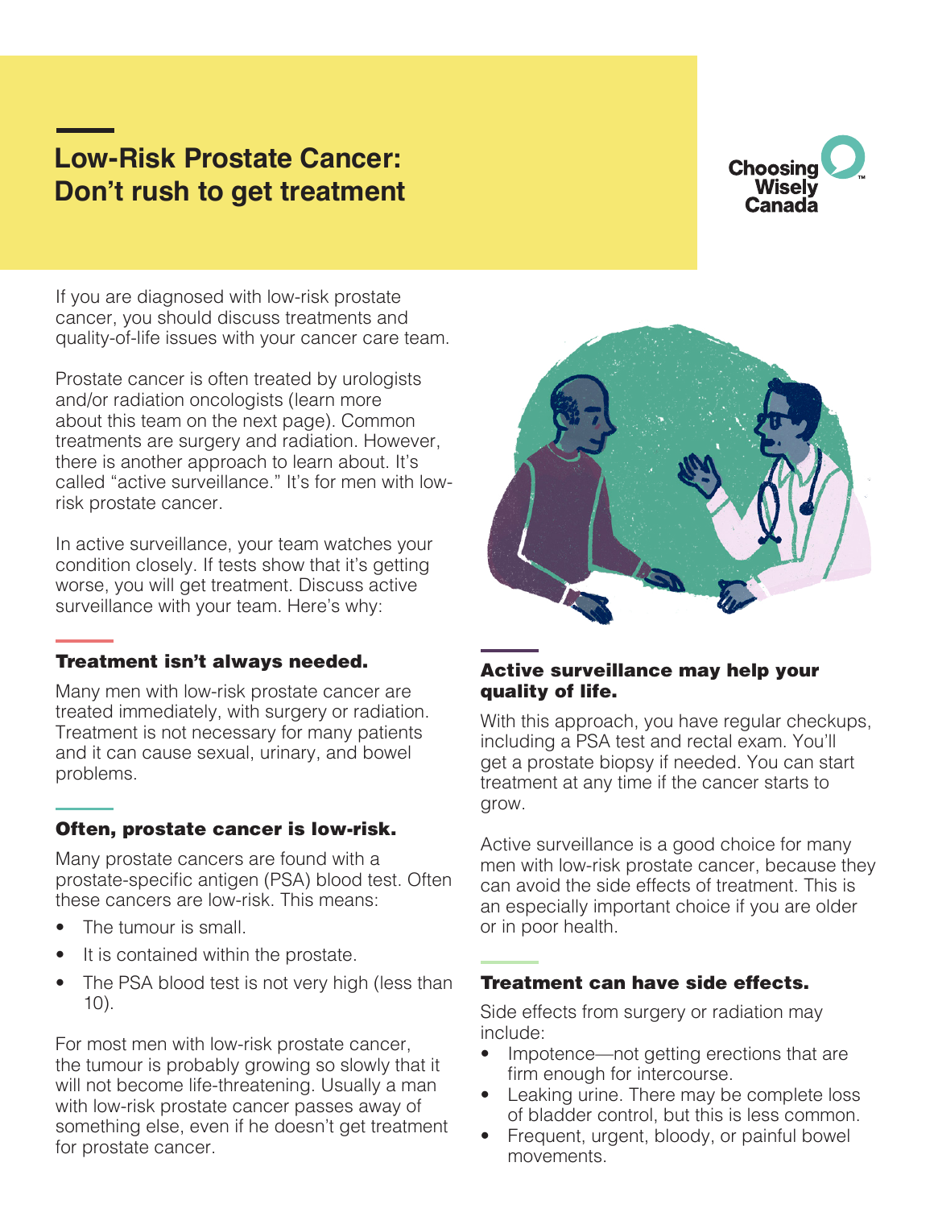# Low-Risk Prostate Cancer: Don't rush to get treatment

Choosing Wisely Canada

If you are diagnosed with low-risk prostate cancer, you should discuss treatments and quality-of-life issues with your cancer care team.

Prostate cancer is often treated by urologists and/or radiation oncologists (learn more about this team on the next page). Common treatments are surgery and radiation. However, there is another approach to learn about. It's called "active surveillance." It's for men with low-risk prostate cancer.

In active surveillance, your team watches your condition closely. If tests show that it's getting worse, you will get treatment. Discuss active surveillance with your team. Here's why:

## Treatment isn't always needed.

Many men with low-risk prostate cancer are treated immediately, with surgery or radiation. Treatment is not necessary for many patients and it can cause sexual, urinary, and bowel problems.

## Often, prostate cancer is low-risk.

Many prostate cancers are found with a prostate-specific antigen (PSA) blood test. Often these cancers are low-risk. This means:

- The tumour is small.
- It is contained within the prostate.
- The PSA blood test is not very high (less than 10).

For most men with low-risk prostate cancer, the tumour is probably growing so slowly that it will not become life-threatening. Usually a man with low-risk prostate cancer passes away of something else, even if he doesn't get treatment for prostate cancer.

## Active surveillance may help your quality of life.

With this approach, you have regular checkups, including a PSA test and rectal exam. You'll get a prostate biopsy if needed. You can start treatment at any time if the cancer starts to grow.

Active surveillance is a good choice for many men with low-risk prostate cancer, because they can avoid the side effects of treatment. This is an especially important choice if you are older or in poor health.

## Treatment can have side effects.

Side effects from surgery or radiation may include:

- Impotence—not getting erections that are firm enough for intercourse.
- Leaking urine. There may be complete loss of bladder control, but this is less common.
- Frequent, urgent, bloody, or painful bowel movements.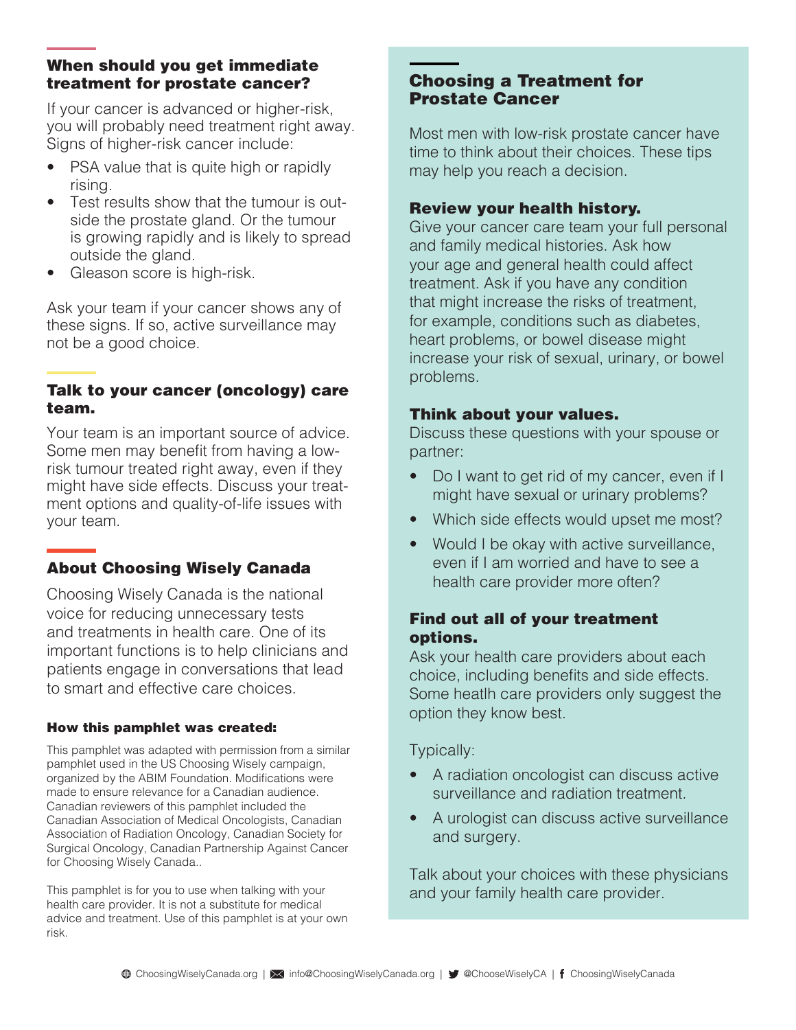## When should you get immediate treatment for prostate cancer?

If your cancer is advanced or higher-risk, you will probably need treatment right away. Signs of higher-risk cancer include:

- PSA value that is quite high or rapidly rising.
- Test results show that the tumour is outside the prostate gland. Or the tumour is growing rapidly and is likely to spread outside the gland.
- Gleason score is high-risk.

Ask your team if your cancer shows any of these signs. If so, active surveillance may not be a good choice.

## Talk to your cancer (oncology) care team.

Your team is an important source of advice. Some men may benefit from having a low-risk tumour treated right away, even if they might have side effects. Discuss your treatment options and quality-of-life issues with your team.

## About Choosing Wisely Canada

Choosing Wisely Canada is the national voice for reducing unnecessary tests and treatments in health care. One of its important functions is to help clinicians and patients engage in conversations that lead to smart and effective care choices.

### How this pamphlet was created:

This pamphlet was adapted with permission from a similar pamphlet used in the US Choosing Wisely campaign, organized by the ABIM Foundation. Modifications were made to ensure relevance for a Canadian audience. Canadian reviewers of this pamphlet included the Canadian Association of Medical Oncologists, Canadian Association of Radiation Oncology, Canadian Society for Surgical Oncology, Canadian Partnership Against Cancer for Choosing Wisely Canada..

This pamphlet is for you to use when talking with your health care provider. It is not a substitute for medical advice and treatment. Use of this pamphlet is at your own risk.

## Choosing a Treatment for Prostate Cancer

Most men with low-risk prostate cancer have time to think about their choices. These tips may help you reach a decision.

### Review your health history.

Give your cancer care team your full personal and family medical histories. Ask how your age and general health could affect treatment. Ask if you have any condition that might increase the risks of treatment, for example, conditions such as diabetes, heart problems, or bowel disease might increase your risk of sexual, urinary, or bowel problems.

### Think about your values.

Discuss these questions with your spouse or partner:

- Do I want to get rid of my cancer, even if I might have sexual or urinary problems?
- Which side effects would upset me most?
- Would I be okay with active surveillance, even if I am worried and have to see a health care provider more often?

### Find out all of your treatment options.

Ask your health care providers about each choice, including benefits and side effects. Some heatlh care providers only suggest the option they know best.

Typically:

- A radiation oncologist can discuss active surveillance and radiation treatment.
- A urologist can discuss active surveillance and surgery.

Talk about your choices with these physicians and your family health care provider.

ChoosingWiselyCanada.org | info@ChoosingWiselyCanada.org | @ChooseWiselyCA | ChoosingWiselyCanada